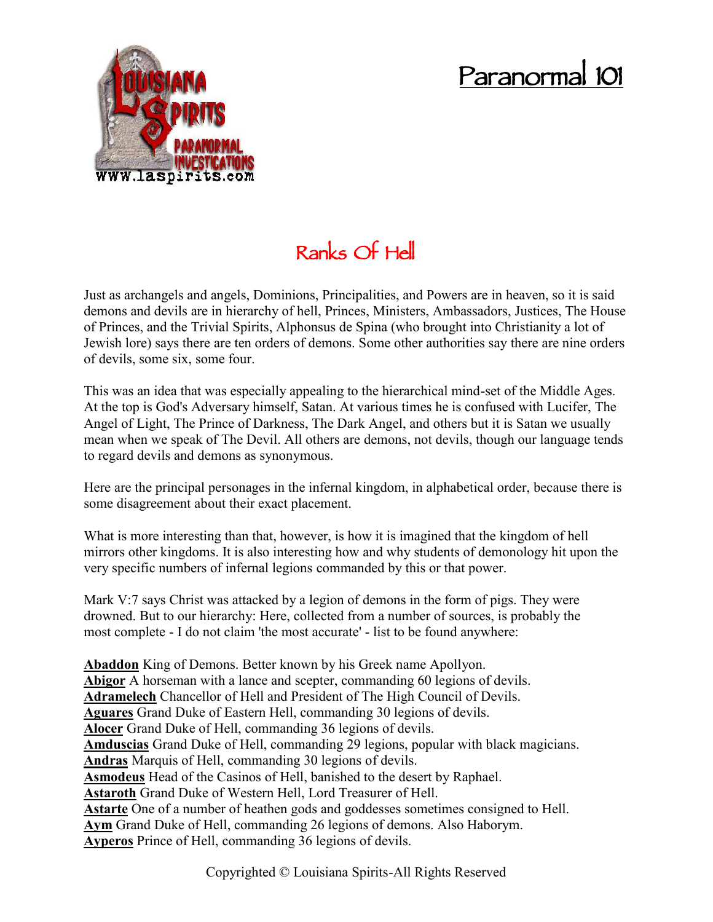# Paranormal 101

## Ranks Of Hell

Just as archangels and angels, Dominions, Principalities, and Powers are in heaven, so it is said demons and devils are in hierarchy of hell, Princes, Ministers, Ambassadors, Justices, The House of Princes, and the Trivial Spirits, Alphonsus de Spina (who brought into Christianity a lot of Jewish lore) says there are ten orders of demons. Some other authorities say there are nine orders of devils, some six, some four.

This was an idea that was especially appealing to the hierarchical mind-set of the Middle Ages. At the top is God's Adversary himself, Satan. At various times he is confused with Lucifer, The Angel of Light, The Prince of Darkness, The Dark Angel, and others but it is Satan we usually mean when we speak of The Devil. All others are demons, not devils, though our language tends to regard devils and demons as synonymous.

Here are the principal personages in the infernal kingdom, in alphabetical order, because there is some disagreement about their exact placement.

What is more interesting than that, however, is how it is imagined that the kingdom of hell mirrors other kingdoms. It is also interesting how and why students of demonology hit upon the very specific numbers of infernal legions commanded by this or that power.

Mark V:7 says Christ was attacked by a legion of demons in the form of pigs. They were drowned. But to our hierarchy: Here, collected from a number of sources, is probably the most complete - I do not claim 'the most accurate' - list to be found anywhere:

**Abaddon** King of Demons. Better known by his Greek name Apollyon.
**Abigor** A horseman with a lance and scepter, commanding 60 legions of devils.
**Adramelech** Chancellor of Hell and President of The High Council of Devils.
**Aguares** Grand Duke of Eastern Hell, commanding 30 legions of devils.
**Alocer** Grand Duke of Hell, commanding 36 legions of devils.
**Amduscias** Grand Duke of Hell, commanding 29 legions, popular with black magicians.
**Andras** Marquis of Hell, commanding 30 legions of devils.
**Asmodeus** Head of the Casinos of Hell, banished to the desert by Raphael.
**Astaroth** Grand Duke of Western Hell, Lord Treasurer of Hell.
**Astarte** One of a number of heathen gods and goddesses sometimes consigned to Hell.
**Aym** Grand Duke of Hell, commanding 26 legions of demons. Also Haborym.
**Ayperos** Prince of Hell, commanding 36 legions of devils.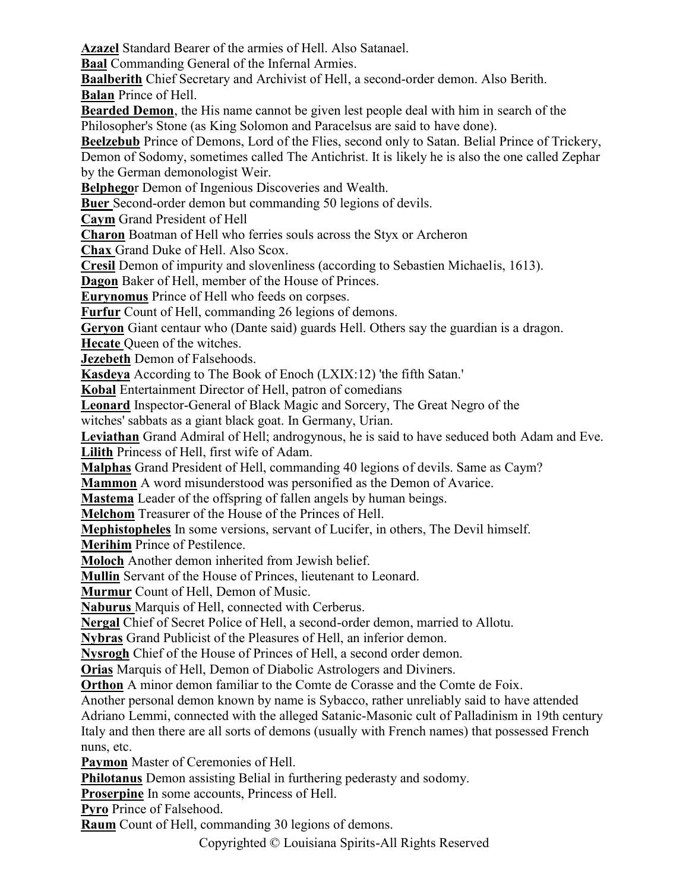**Azazel** Standard Bearer of the armies of Hell. Also Satanael.

**Baal** Commanding General of the Infernal Armies.

**Baalberith** Chief Secretary and Archivist of Hell, a second-order demon. Also Berith.

**Balan** Prince of Hell.

**Bearded Demon**, the His name cannot be given lest people deal with him in search of the Philosopher's Stone (as King Solomon and Paracelsus are said to have done).

**Beelzebub** Prince of Demons, Lord of the Flies, second only to Satan. Belial Prince of Trickery, Demon of Sodomy, sometimes called The Antichrist. It is likely he is also the one called Zephar by the German demonologist Weir.

**Belphego**r Demon of Ingenious Discoveries and Wealth.

**Buer** Second-order demon but commanding 50 legions of devils.

**Caym** Grand President of Hell

**Charon** Boatman of Hell who ferries souls across the Styx or Archeron

**Chax** Grand Duke of Hell. Also Scox.

**Cresil** Demon of impurity and slovenliness (according to Sebastien Michaelis, 1613).

**Dagon** Baker of Hell, member of the House of Princes.

**Eurynomus** Prince of Hell who feeds on corpses.

**Furfur** Count of Hell, commanding 26 legions of demons.

**Geryon** Giant centaur who (Dante said) guards Hell. Others say the guardian is a dragon.

**Hecate** Queen of the witches.

**Jezebeth** Demon of Falsehoods.

**Kasdeya** According to The Book of Enoch (LXIX:12) 'the fifth Satan.'

**Kobal** Entertainment Director of Hell, patron of comedians

**Leonard** Inspector-General of Black Magic and Sorcery, The Great Negro of the witches' sabbats as a giant black goat. In Germany, Urian.

**Leviathan** Grand Admiral of Hell; androgynous, he is said to have seduced both Adam and Eve.

**Lilith** Princess of Hell, first wife of Adam.

**Malphas** Grand President of Hell, commanding 40 legions of devils. Same as Caym?

**Mammon** A word misunderstood was personified as the Demon of Avarice.

**Mastema** Leader of the offspring of fallen angels by human beings.

**Melchom** Treasurer of the House of the Princes of Hell.

**Mephistopheles** In some versions, servant of Lucifer, in others, The Devil himself.

**Merihim** Prince of Pestilence.

**Moloch** Another demon inherited from Jewish belief.

**Mullin** Servant of the House of Princes, lieutenant to Leonard.

**Murmur** Count of Hell, Demon of Music.

**Naburus** Marquis of Hell, connected with Cerberus.

**Nergal** Chief of Secret Police of Hell, a second-order demon, married to Allotu.

**Nybras** Grand Publicist of the Pleasures of Hell, an inferior demon.

**Nysrogh** Chief of the House of Princes of Hell, a second order demon.

**Orias** Marquis of Hell, Demon of Diabolic Astrologers and Diviners.

**Orthon** A minor demon familiar to the Comte de Corasse and the Comte de Foix.

Another personal demon known by name is Sybacco, rather unreliably said to have attended Adriano Lemmi, connected with the alleged Satanic-Masonic cult of Palladinism in 19th century Italy and then there are all sorts of demons (usually with French names) that possessed French nuns, etc.

**Paymon** Master of Ceremonies of Hell.

**Philotanus** Demon assisting Belial in furthering pederasty and sodomy.

**Proserpine** In some accounts, Princess of Hell.

**Pyro** Prince of Falsehood.

**Raum** Count of Hell, commanding 30 legions of demons.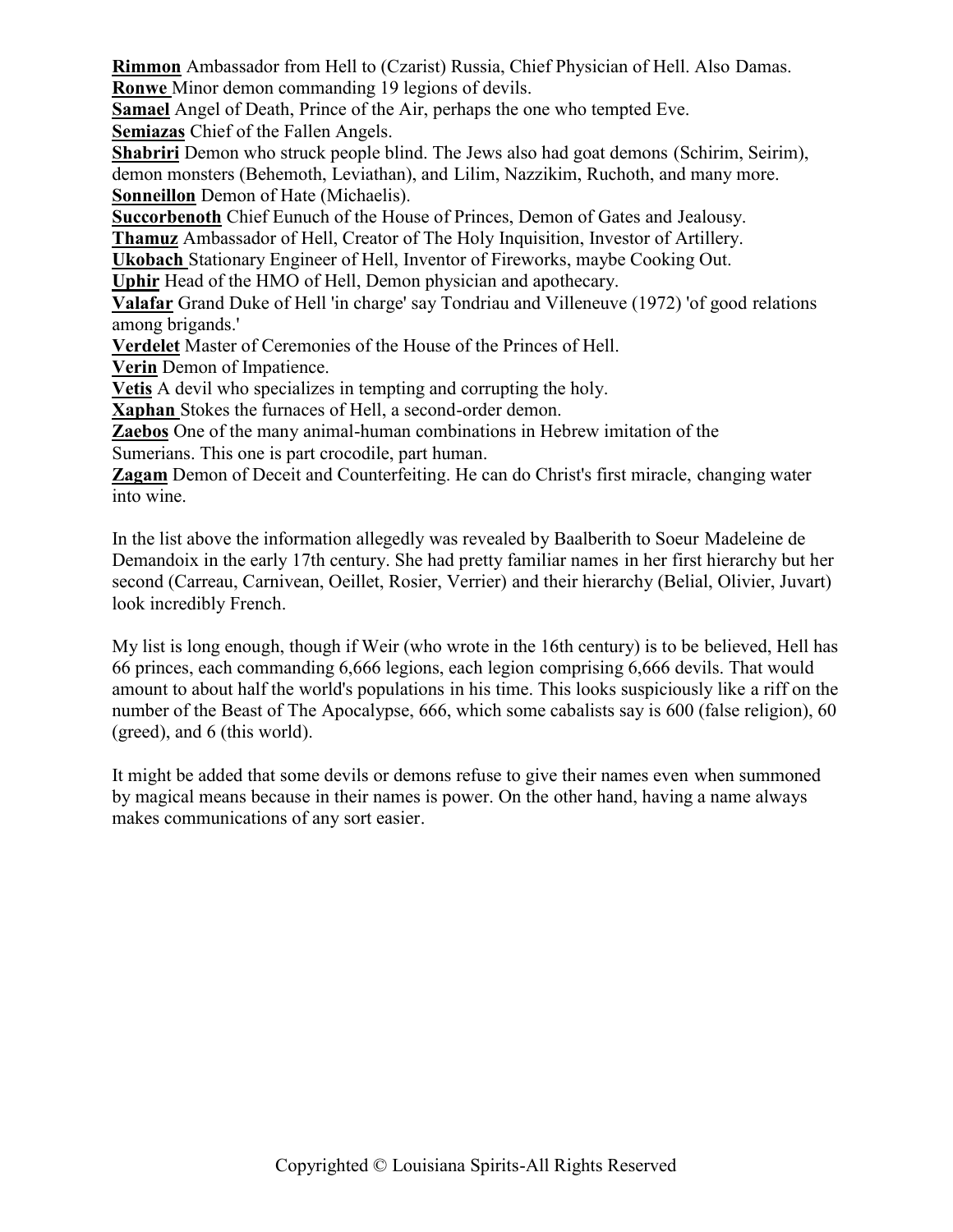**Rimmon** Ambassador from Hell to (Czarist) Russia, Chief Physician of Hell. Also Damas.
**Ronwe** Minor demon commanding 19 legions of devils.
**Samael** Angel of Death, Prince of the Air, perhaps the one who tempted Eve.
**Semiazas** Chief of the Fallen Angels.
**Shabriri** Demon who struck people blind. The Jews also had goat demons (Schirim, Seirim), demon monsters (Behemoth, Leviathan), and Lilim, Nazzikim, Ruchoth, and many more.
**Sonneillon** Demon of Hate (Michaelis).
**Succorbenoth** Chief Eunuch of the House of Princes, Demon of Gates and Jealousy.
**Thamuz** Ambassador of Hell, Creator of The Holy Inquisition, Investor of Artillery.
**Ukobach** Stationary Engineer of Hell, Inventor of Fireworks, maybe Cooking Out.
**Uphir** Head of the HMO of Hell, Demon physician and apothecary.
**Valafar** Grand Duke of Hell 'in charge' say Tondriau and Villeneuve (1972) 'of good relations among brigands.'
**Verdelet** Master of Ceremonies of the House of the Princes of Hell.
**Verin** Demon of Impatience.
**Vetis** A devil who specializes in tempting and corrupting the holy.
**Xaphan** Stokes the furnaces of Hell, a second-order demon.
**Zaebos** One of the many animal-human combinations in Hebrew imitation of the Sumerians. This one is part crocodile, part human.
**Zagam** Demon of Deceit and Counterfeiting. He can do Christ's first miracle, changing water into wine.

In the list above the information allegedly was revealed by Baalberith to Soeur Madeleine de Demandoix in the early 17th century. She had pretty familiar names in her first hierarchy but her second (Carreau, Carnivean, Oeillet, Rosier, Verrier) and their hierarchy (Belial, Olivier, Juvart) look incredibly French.

My list is long enough, though if Weir (who wrote in the 16th century) is to be believed, Hell has 66 princes, each commanding 6,666 legions, each legion comprising 6,666 devils. That would amount to about half the world's populations in his time. This looks suspiciously like a riff on the number of the Beast of The Apocalypse, 666, which some cabalists say is 600 (false religion), 60 (greed), and 6 (this world).

It might be added that some devils or demons refuse to give their names even when summoned by magical means because in their names is power. On the other hand, having a name always makes communications of any sort easier.

Copyrighted © Louisiana Spirits-All Rights Reserved